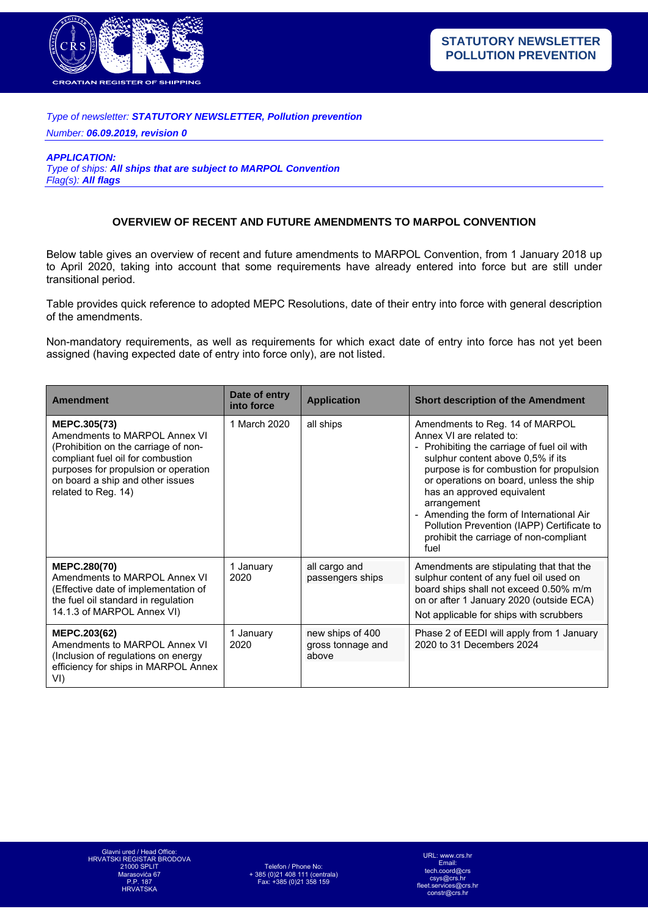STATUTORY NEWSLETTER
POLLUTION PREVENTION

*Type of newsletter:* ***STATUTORY NEWSLETTER, Pollution prevention***

*Number:* ***06.09.2019, revision 0***

***APPLICATION:***
*Type of ships:* ***All ships that are subject to MARPOL Convention***
*Flag(s):* ***All flags***

## OVERVIEW OF RECENT AND FUTURE AMENDMENTS TO MARPOL CONVENTION

Below table gives an overview of recent and future amendments to MARPOL Convention, from 1 January 2018 up to April 2020, taking into account that some requirements have already entered into force but are still under transitional period.

Table provides quick reference to adopted MEPC Resolutions, date of their entry into force with general description of the amendments.

Non-mandatory requirements, as well as requirements for which exact date of entry into force has not yet been assigned (having expected date of entry into force only), are not listed.

| Amendment | Date of entry into force | Application | Short description of the Amendment |
|---|---|---|---|
| **MEPC.305(73)** Amendments to MARPOL Annex VI (Prohibition on the carriage of non-compliant fuel oil for combustion purposes for propulsion or operation on board a ship and other issues related to Reg. 14) | 1 March 2020 | all ships | Amendments to Reg. 14 of MARPOL Annex VI are related to: - Prohibiting the carriage of fuel oil with sulphur content above 0,5% if its purpose is for combustion for propulsion or operations on board, unless the ship has an approved equivalent arrangement - Amending the form of International Air Pollution Prevention (IAPP) Certificate to prohibit the carriage of non-compliant fuel |
| **MEPC.280(70)** Amendments to MARPOL Annex VI (Effective date of implementation of the fuel oil standard in regulation 14.1.3 of MARPOL Annex VI) | 1 January 2020 | all cargo and passengers ships | Amendments are stipulating that that the sulphur content of any fuel oil used on board ships shall not exceed 0.50% m/m on or after 1 January 2020 (outside ECA) Not applicable for ships with scrubbers |
| **MEPC.203(62)** Amendments to MARPOL Annex VI (Inclusion of regulations on energy efficiency for ships in MARPOL Annex VI) | 1 January 2020 | new ships of 400 gross tonnage and above | Phase 2 of EEDI will apply from 1 January 2020 to 31 Decembers 2024 |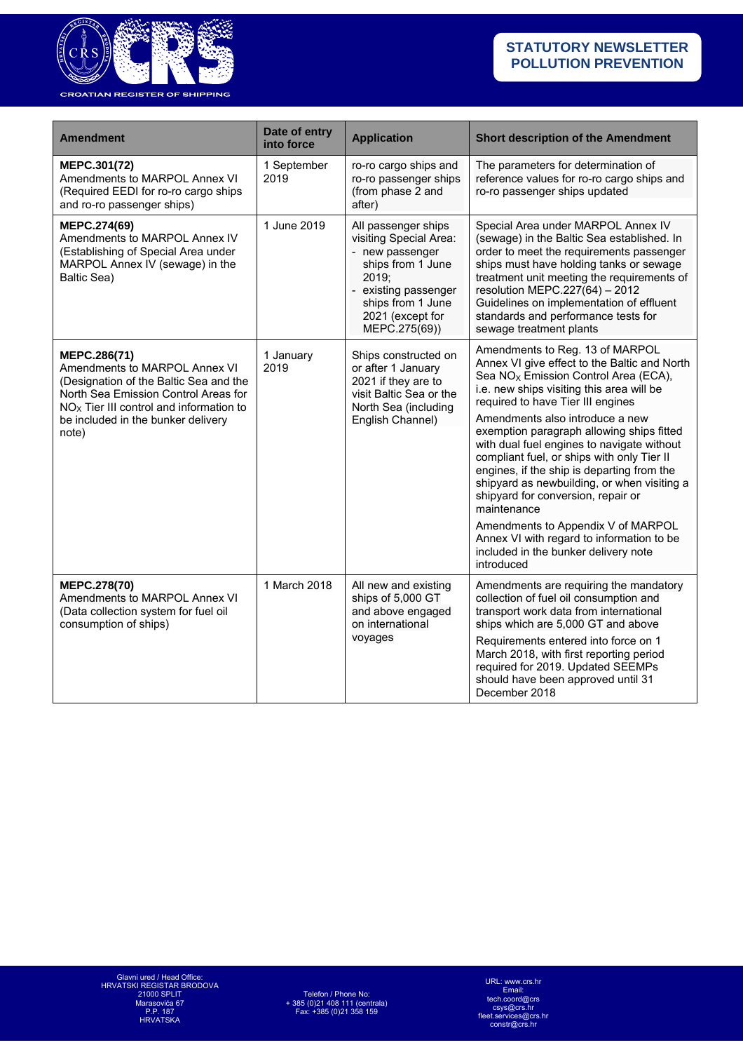| Amendment | Date of entry into force | Application | Short description of the Amendment |
|---|---|---|---|
| **MEPC.301(72)** Amendments to MARPOL Annex VI (Required EEDI for ro-ro cargo ships and ro-ro passenger ships) | 1 September 2019 | ro-ro cargo ships and ro-ro passenger ships (from phase 2 and after) | The parameters for determination of reference values for ro-ro cargo ships and ro-ro passenger ships updated |
| **MEPC.274(69)** Amendments to MARPOL Annex IV (Establishing of Special Area under MARPOL Annex IV (sewage) in the Baltic Sea) | 1 June 2019 | All passenger ships visiting Special Area: - new passenger ships from 1 June 2019; - existing passenger ships from 1 June 2021 (except for MEPC.275(69)) | Special Area under MARPOL Annex IV (sewage) in the Baltic Sea established. In order to meet the requirements passenger ships must have holding tanks or sewage treatment unit meeting the requirements of resolution MEPC.227(64) – 2012 Guidelines on implementation of effluent standards and performance tests for sewage treatment plants |
| **MEPC.286(71)** Amendments to MARPOL Annex VI (Designation of the Baltic Sea and the North Sea Emission Control Areas for $NO_X$ Tier III control and information to be included in the bunker delivery note) | 1 January 2019 | Ships constructed on or after 1 January 2021 if they are to visit Baltic Sea or the North Sea (including English Channel) | Amendments to Reg. 13 of MARPOL Annex VI give effect to the Baltic and North Sea $NO_X$ Emission Control Area (ECA), i.e. new ships visiting this area will be required to have Tier III engines<br><br>Amendments also introduce a new exemption paragraph allowing ships fitted with dual fuel engines to navigate without compliant fuel, or ships with only Tier II engines, if the ship is departing from the shipyard as newbuilding, or when visiting a shipyard for conversion, repair or maintenance<br><br>Amendments to Appendix V of MARPOL Annex VI with regard to information to be included in the bunker delivery note introduced |
| **MEPC.278(70)** Amendments to MARPOL Annex VI (Data collection system for fuel oil consumption of ships) | 1 March 2018 | All new and existing ships of 5,000 GT and above engaged on international voyages | Amendments are requiring the mandatory collection of fuel oil consumption and transport work data from international ships which are 5,000 GT and above<br><br>Requirements entered into force on 1 March 2018, with first reporting period required for 2019. Updated SEEMPs should have been approved until 31 December 2018 |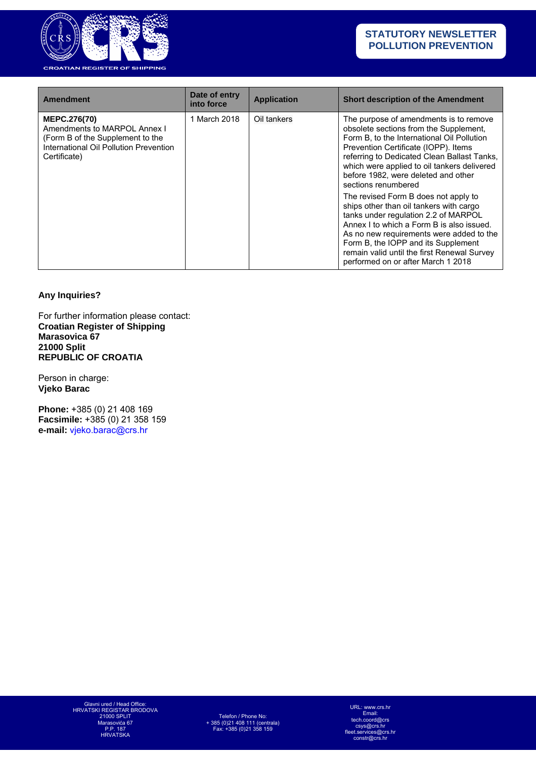| Amendment | Date of entry into force | Application | Short description of the Amendment |
|---|---|---|---|
| **MEPC.276(70)** Amendments to MARPOL Annex I (Form B of the Supplement to the International Oil Pollution Prevention Certificate) | 1 March 2018 | Oil tankers | The purpose of amendments is to remove obsolete sections from the Supplement, Form B, to the International Oil Pollution Prevention Certificate (IOPP). Items referring to Dedicated Clean Ballast Tanks, which were applied to oil tankers delivered before 1982, were deleted and other sections renumbered<br><br>The revised Form B does not apply to ships other than oil tankers with cargo tanks under regulation 2.2 of MARPOL Annex I to which a Form B is also issued. As no new requirements were added to the Form B, the IOPP and its Supplement remain valid until the first Renewal Survey performed on or after March 1 2018 |

**Any Inquiries?**

For further information please contact:
**Croatian Register of Shipping**
**Marasovica 67**
**21000 Split**
**REPUBLIC OF CROATIA**

Person in charge:
**Vjeko Barac**

**Phone:** +385 (0) 21 408 169
**Facsimile:** +385 (0) 21 358 159
**e-mail:** vjeko.barac@crs.hr